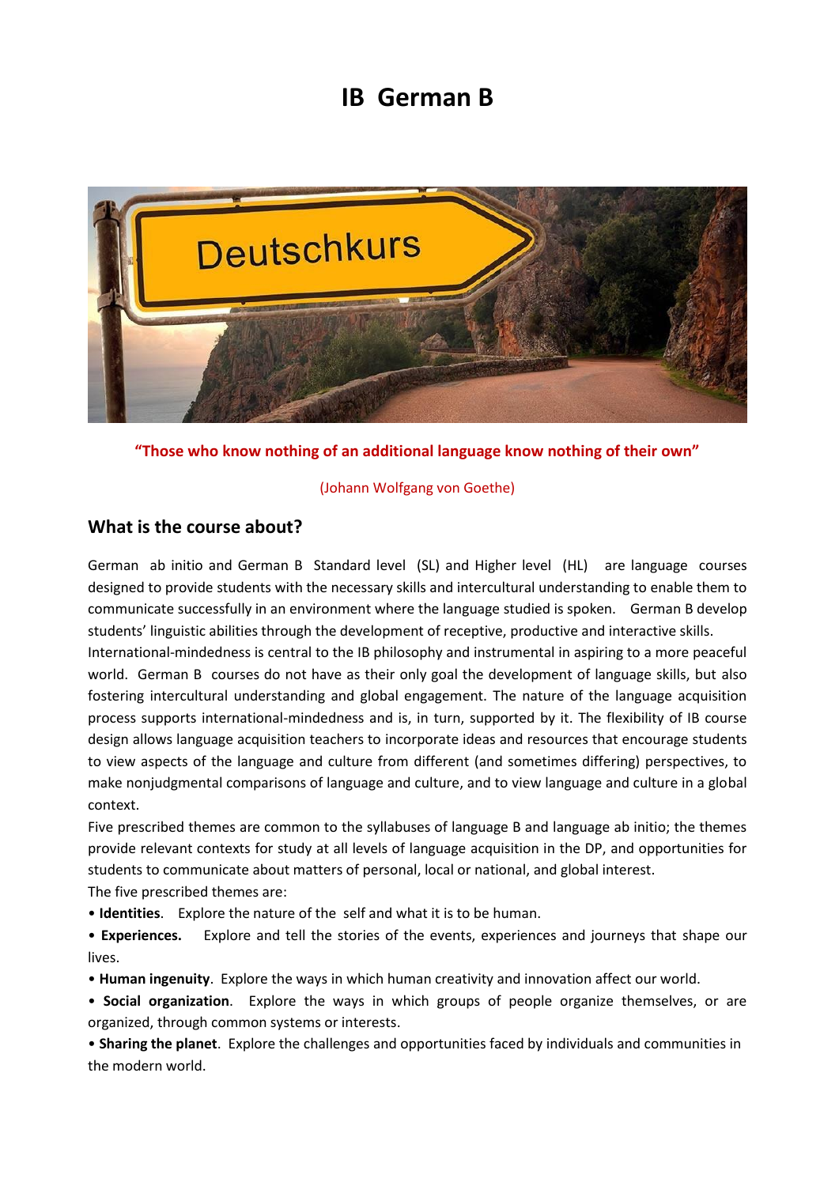# IB German B

**"Those who know nothing of an additional language know nothing of their own"**

(Johann Wolfgang von Goethe)

## What is the course about?

German ab initio and German B Standard level (SL) and Higher level (HL) are language courses designed to provide students with the necessary skills and intercultural understanding to enable them to communicate successfully in an environment where the language studied is spoken. German B develop students' linguistic abilities through the development of receptive, productive and interactive skills.

International-mindedness is central to the IB philosophy and instrumental in aspiring to a more peaceful world. German B courses do not have as their only goal the development of language skills, but also fostering intercultural understanding and global engagement. The nature of the language acquisition process supports international-mindedness and is, in turn, supported by it. The flexibility of IB course design allows language acquisition teachers to incorporate ideas and resources that encourage students to view aspects of the language and culture from different (and sometimes differing) perspectives, to make nonjudgmental comparisons of language and culture, and to view language and culture in a global context.

Five prescribed themes are common to the syllabuses of language B and language ab initio; the themes provide relevant contexts for study at all levels of language acquisition in the DP, and opportunities for students to communicate about matters of personal, local or national, and global interest.

The five prescribed themes are:

- **Identities**. Explore the nature of the self and what it is to be human.
- **Experiences.** Explore and tell the stories of the events, experiences and journeys that shape our lives.
- **Human ingenuity**. Explore the ways in which human creativity and innovation affect our world.
- **Social organization**. Explore the ways in which groups of people organize themselves, or are organized, through common systems or interests.
- **Sharing the planet**. Explore the challenges and opportunities faced by individuals and communities in the modern world.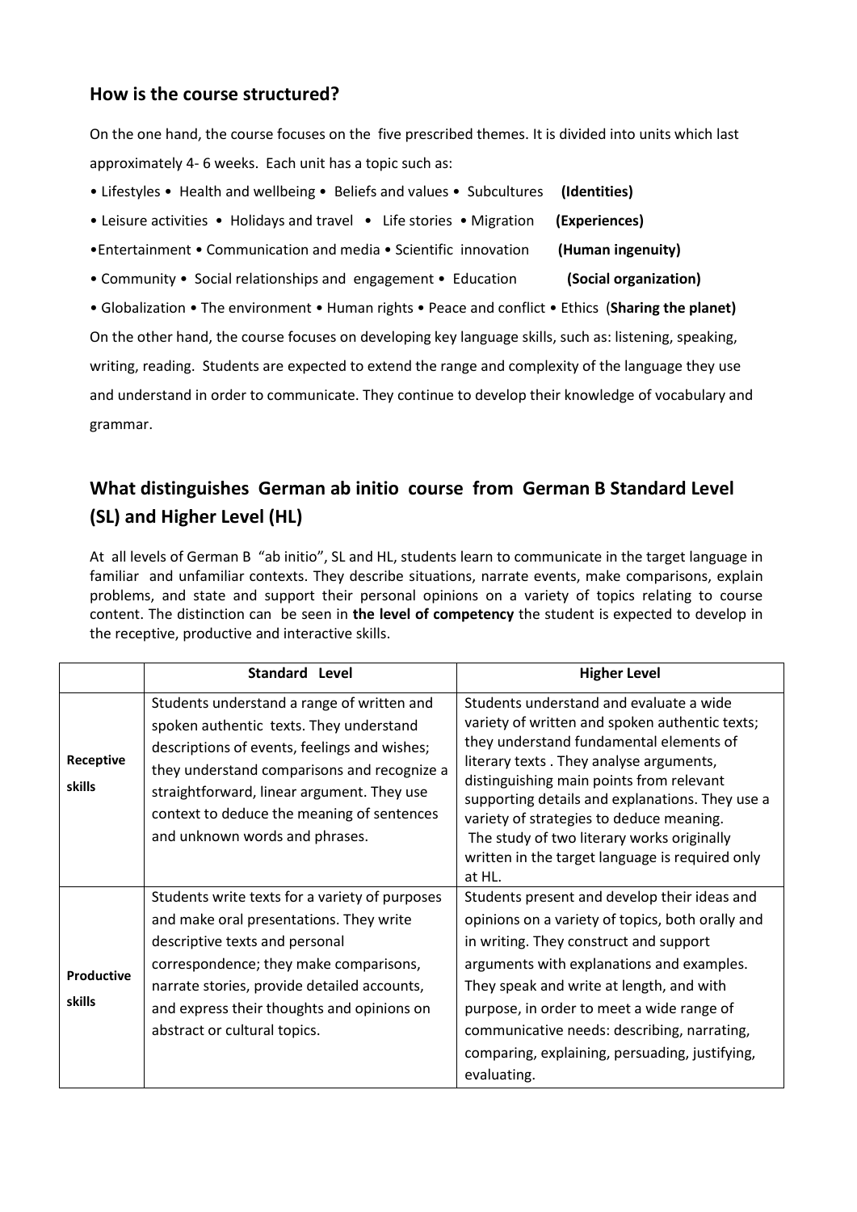## How is the course structured?

On the one hand, the course focuses on the five prescribed themes. It is divided into units which last approximately 4- 6 weeks. Each unit has a topic such as:

- Lifestyles • Health and wellbeing • Beliefs and values • Subcultures **(Identities)**
- Leisure activities • Holidays and travel • Life stories • Migration **(Experiences)**
- Entertainment • Communication and media • Scientific innovation **(Human ingenuity)**
- Community • Social relationships and engagement • Education **(Social organization)**
- Globalization • The environment • Human rights • Peace and conflict • Ethics **(Sharing the planet)**

On the other hand, the course focuses on developing key language skills, such as: listening, speaking, writing, reading. Students are expected to extend the range and complexity of the language they use and understand in order to communicate. They continue to develop their knowledge of vocabulary and grammar.

## What distinguishes German ab initio course from German B Standard Level (SL) and Higher Level (HL)

At all levels of German B "ab initio", SL and HL, students learn to communicate in the target language in familiar and unfamiliar contexts. They describe situations, narrate events, make comparisons, explain problems, and state and support their personal opinions on a variety of topics relating to course content. The distinction can be seen in **the level of competency** the student is expected to develop in the receptive, productive and interactive skills.

| | **Standard Level** | **Higher Level** |
|---|---|---|
| **Receptive skills** | Students understand a range of written and spoken authentic texts. They understand descriptions of events, feelings and wishes; they understand comparisons and recognize a straightforward, linear argument. They use context to deduce the meaning of sentences and unknown words and phrases. | Students understand and evaluate a wide variety of written and spoken authentic texts; they understand fundamental elements of literary texts . They analyse arguments, distinguishing main points from relevant supporting details and explanations. They use a variety of strategies to deduce meaning. The study of two literary works originally written in the target language is required only at HL. |
| **Productive skills** | Students write texts for a variety of purposes and make oral presentations. They write descriptive texts and personal correspondence; they make comparisons, narrate stories, provide detailed accounts, and express their thoughts and opinions on abstract or cultural topics. | Students present and develop their ideas and opinions on a variety of topics, both orally and in writing. They construct and support arguments with explanations and examples. They speak and write at length, and with purpose, in order to meet a wide range of communicative needs: describing, narrating, comparing, explaining, persuading, justifying, evaluating. |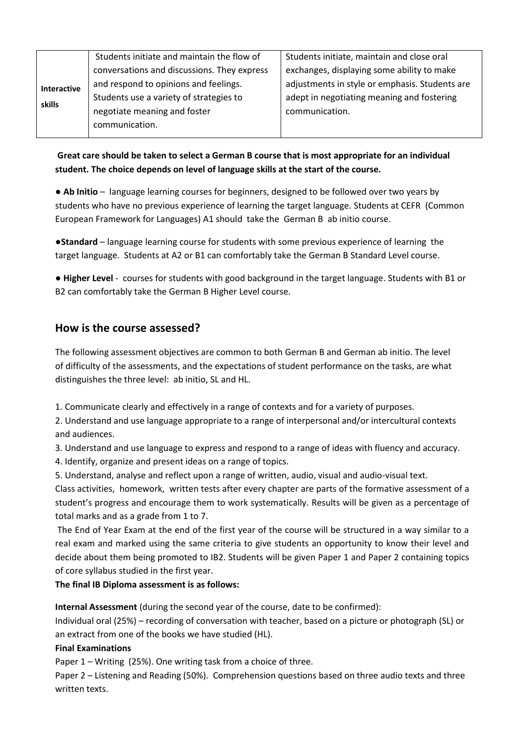| | | |
|---|---|---|
| **Interactive skills** | Students initiate and maintain the flow of conversations and discussions. They express and respond to opinions and feelings. Students use a variety of strategies to negotiate meaning and foster communication. | Students initiate, maintain and close oral exchanges, displaying some ability to make adjustments in style or emphasis. Students are adept in negotiating meaning and fostering communication. |

**Great care should be taken to select a German B course that is most appropriate for an individual student. The choice depends on level of language skills at the start of the course.**

- **Ab Initio** – language learning courses for beginners, designed to be followed over two years by students who have no previous experience of learning the target language. Students at CEFR (Common European Framework for Languages) A1 should take the German B ab initio course.
- **Standard** – language learning course for students with some previous experience of learning the target language. Students at A2 or B1 can comfortably take the German B Standard Level course.
- **Higher Level** - courses for students with good background in the target language. Students with B1 or B2 can comfortably take the German B Higher Level course.

## How is the course assessed?

The following assessment objectives are common to both German B and German ab initio. The level of difficulty of the assessments, and the expectations of student performance on the tasks, are what distinguishes the three level: ab initio, SL and HL.

1. Communicate clearly and effectively in a range of contexts and for a variety of purposes.
2. Understand and use language appropriate to a range of interpersonal and/or intercultural contexts and audiences.
3. Understand and use language to express and respond to a range of ideas with fluency and accuracy.
4. Identify, organize and present ideas on a range of topics.
5. Understand, analyse and reflect upon a range of written, audio, visual and audio-visual text.

Class activities, homework, written tests after every chapter are parts of the formative assessment of a student's progress and encourage them to work systematically. Results will be given as a percentage of total marks and as a grade from 1 to 7.

The End of Year Exam at the end of the first year of the course will be structured in a way similar to a real exam and marked using the same criteria to give students an opportunity to know their level and decide about them being promoted to IB2. Students will be given Paper 1 and Paper 2 containing topics of core syllabus studied in the first year.

**The final IB Diploma assessment is as follows:**

**Internal Assessment** (during the second year of the course, date to be confirmed):

Individual oral (25%) – recording of conversation with teacher, based on a picture or photograph (SL) or an extract from one of the books we have studied (HL).

**Final Examinations**

Paper 1 – Writing (25%). One writing task from a choice of three.

Paper 2 – Listening and Reading (50%). Comprehension questions based on three audio texts and three written texts.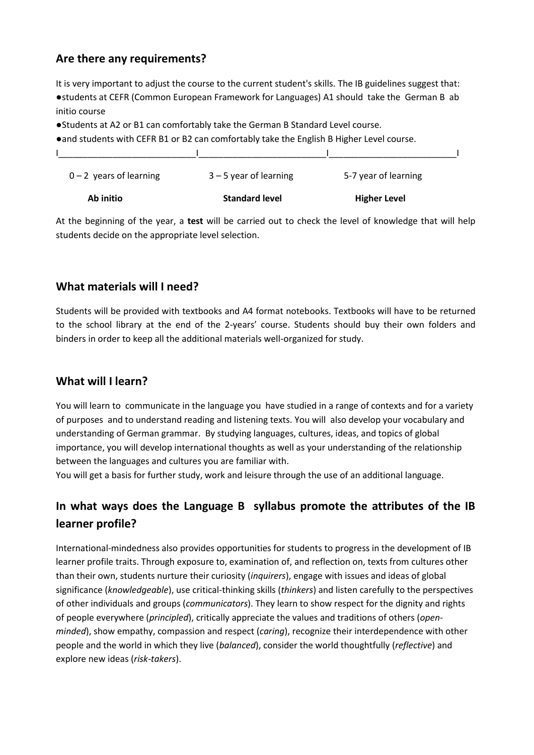## Are there any requirements?

It is very important to adjust the course to the current student's skills. The IB guidelines suggest that:

- students at CEFR (Common European Framework for Languages) A1 should take the German B ab initio course
- Students at A2 or B1 can comfortably take the German B Standard Level course.
- and students with CEFR B1 or B2 can comfortably take the English B Higher Level course.

| 0 – 2 years of learning | 3 – 5 year of learning | 5-7 year of learning |
|---|---|---|
| **Ab initio** | **Standard level** | **Higher Level** |

At the beginning of the year, a **test** will be carried out to check the level of knowledge that will help students decide on the appropriate level selection.

## What materials will I need?

Students will be provided with textbooks and A4 format notebooks. Textbooks will have to be returned to the school library at the end of the 2-years' course. Students should buy their own folders and binders in order to keep all the additional materials well-organized for study.

## What will I learn?

You will learn to communicate in the language you have studied in a range of contexts and for a variety of purposes and to understand reading and listening texts. You will also develop your vocabulary and understanding of German grammar. By studying languages, cultures, ideas, and topics of global importance, you will develop international thoughts as well as your understanding of the relationship between the languages and cultures you are familiar with.

You will get a basis for further study, work and leisure through the use of an additional language.

## In what ways does the Language B syllabus promote the attributes of the IB learner profile?

International-mindedness also provides opportunities for students to progress in the development of IB learner profile traits. Through exposure to, examination of, and reflection on, texts from cultures other than their own, students nurture their curiosity (*inquirers*), engage with issues and ideas of global significance (*knowledgeable*), use critical-thinking skills (*thinkers*) and listen carefully to the perspectives of other individuals and groups (*communicators*). They learn to show respect for the dignity and rights of people everywhere (*principled*), critically appreciate the values and traditions of others (*open-minded*), show empathy, compassion and respect (*caring*), recognize their interdependence with other people and the world in which they live (*balanced*), consider the world thoughtfully (*reflective*) and explore new ideas (*risk-takers*).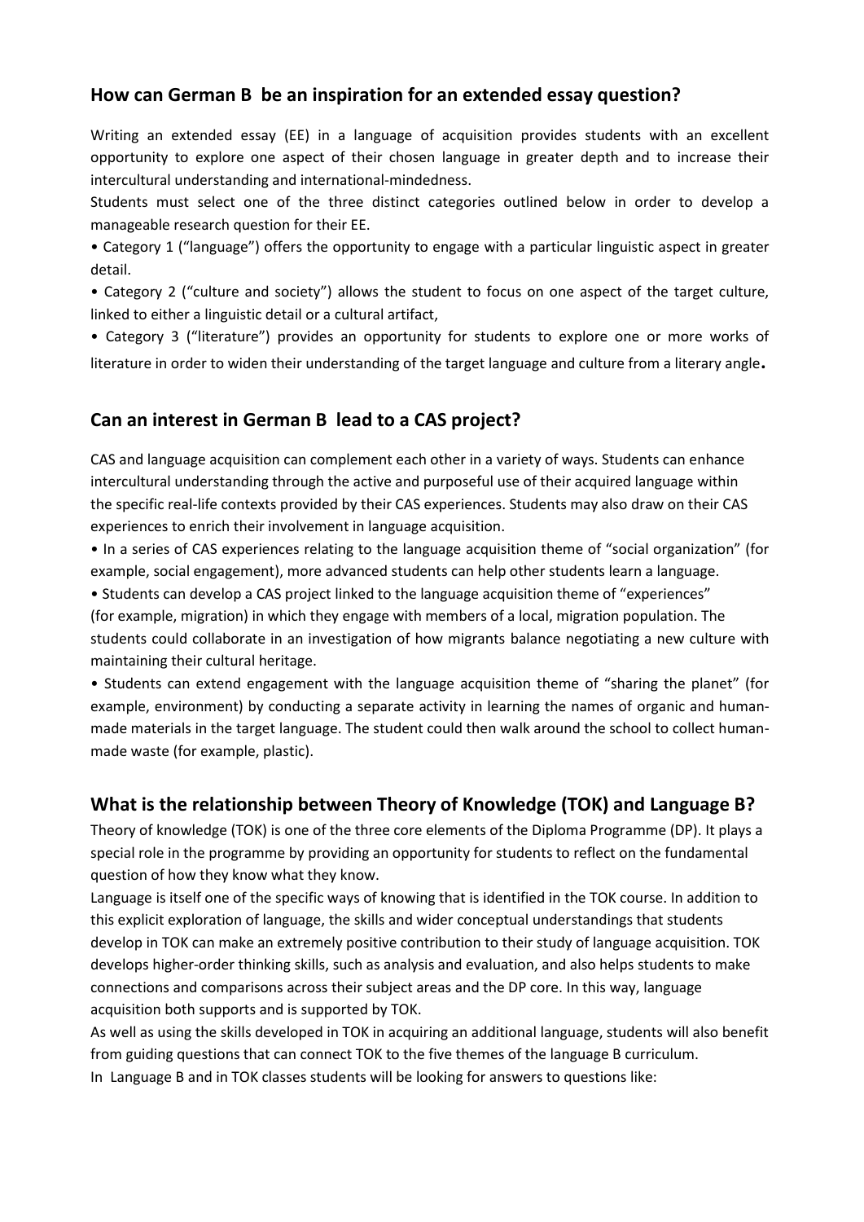## How can German B be an inspiration for an extended essay question?

Writing an extended essay (EE) in a language of acquisition provides students with an excellent opportunity to explore one aspect of their chosen language in greater depth and to increase their intercultural understanding and international-mindedness.

Students must select one of the three distinct categories outlined below in order to develop a manageable research question for their EE.

- Category 1 ("language") offers the opportunity to engage with a particular linguistic aspect in greater detail.
- Category 2 ("culture and society") allows the student to focus on one aspect of the target culture, linked to either a linguistic detail or a cultural artifact,
- Category 3 ("literature") provides an opportunity for students to explore one or more works of literature in order to widen their understanding of the target language and culture from a literary angle.

## Can an interest in German B lead to a CAS project?

CAS and language acquisition can complement each other in a variety of ways. Students can enhance intercultural understanding through the active and purposeful use of their acquired language within the specific real-life contexts provided by their CAS experiences. Students may also draw on their CAS experiences to enrich their involvement in language acquisition.

- In a series of CAS experiences relating to the language acquisition theme of "social organization" (for example, social engagement), more advanced students can help other students learn a language.
- Students can develop a CAS project linked to the language acquisition theme of "experiences" (for example, migration) in which they engage with members of a local, migration population. The students could collaborate in an investigation of how migrants balance negotiating a new culture with maintaining their cultural heritage.
- Students can extend engagement with the language acquisition theme of "sharing the planet" (for example, environment) by conducting a separate activity in learning the names of organic and human-made materials in the target language. The student could then walk around the school to collect human-made waste (for example, plastic).

## What is the relationship between Theory of Knowledge (TOK) and Language B?

Theory of knowledge (TOK) is one of the three core elements of the Diploma Programme (DP). It plays a special role in the programme by providing an opportunity for students to reflect on the fundamental question of how they know what they know.

Language is itself one of the specific ways of knowing that is identified in the TOK course. In addition to this explicit exploration of language, the skills and wider conceptual understandings that students develop in TOK can make an extremely positive contribution to their study of language acquisition. TOK develops higher-order thinking skills, such as analysis and evaluation, and also helps students to make connections and comparisons across their subject areas and the DP core. In this way, language acquisition both supports and is supported by TOK.

As well as using the skills developed in TOK in acquiring an additional language, students will also benefit from guiding questions that can connect TOK to the five themes of the language B curriculum.

In Language B and in TOK classes students will be looking for answers to questions like: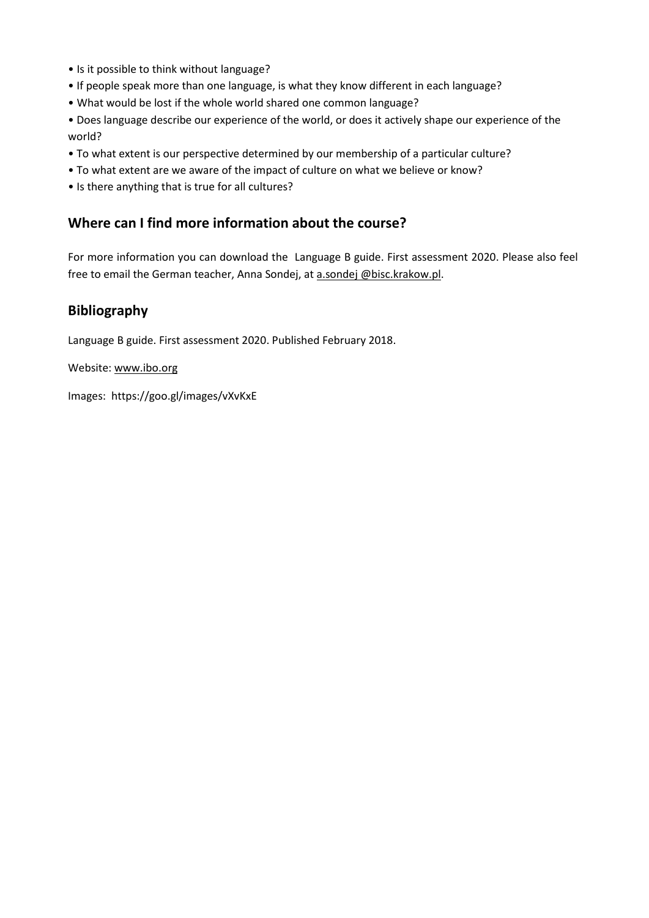- Is it possible to think without language?
- If people speak more than one language, is what they know different in each language?
- What would be lost if the whole world shared one common language?
- Does language describe our experience of the world, or does it actively shape our experience of the world?
- To what extent is our perspective determined by our membership of a particular culture?
- To what extent are we aware of the impact of culture on what we believe or know?
- Is there anything that is true for all cultures?

## Where can I find more information about the course?

For more information you can download the Language B guide. First assessment 2020. Please also feel free to email the German teacher, Anna Sondej, at a.sondej @bisc.krakow.pl.

## Bibliography

Language B guide. First assessment 2020. Published February 2018.

Website: www.ibo.org

Images: https://goo.gl/images/vXvKxE